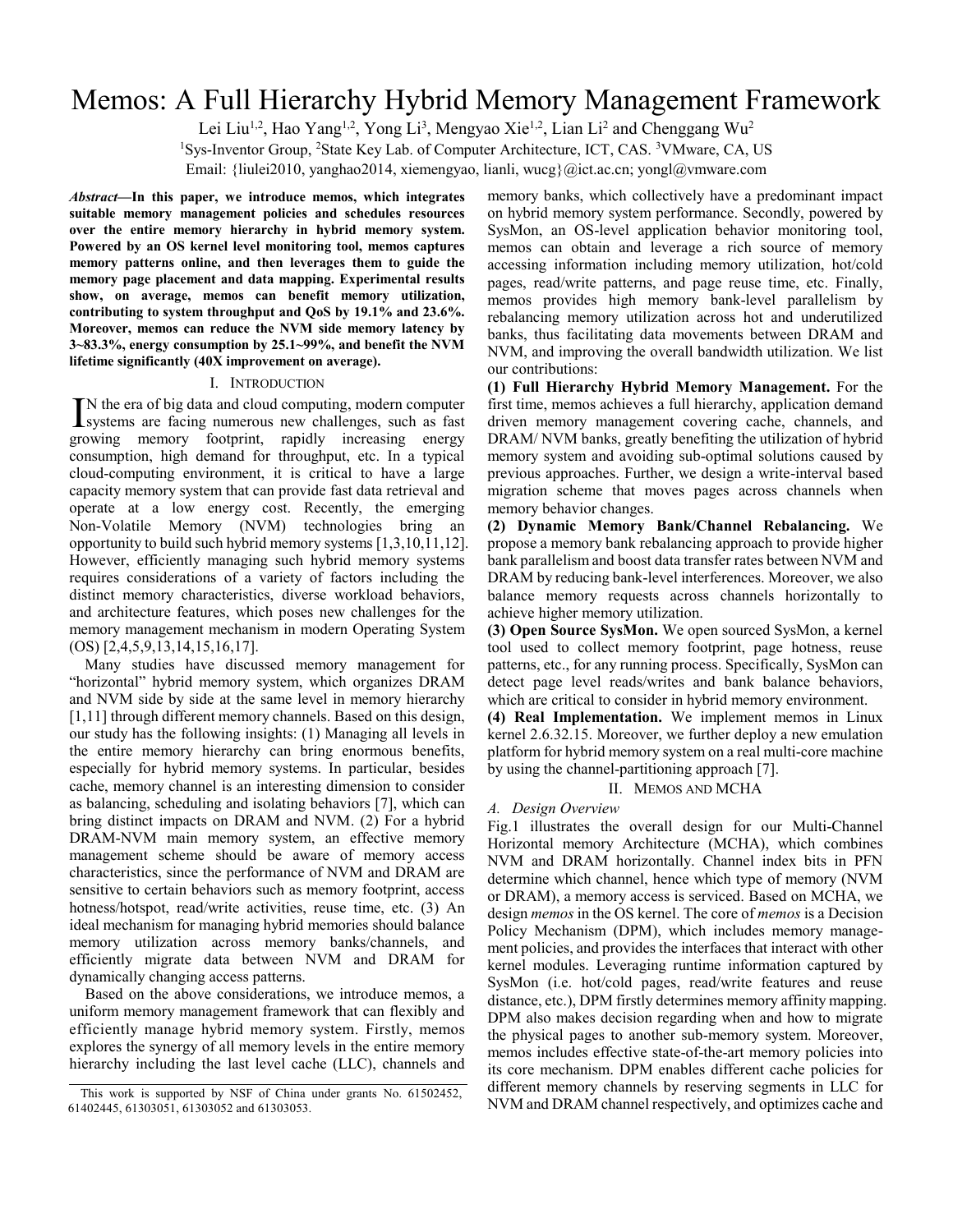# Memos: A Full Hierarchy Hybrid Memory Management Framework

Lei Liu[1,2], Hao Yang[1,2], Yong Li[3], Mengyao Xie[1,2], Lian Li[2] and Chenggang Wu[2]

[1]Sys-Inventor Group, [2]State Key Lab. of Computer Architecture, ICT, CAS. [3]VMware, CA, US

Email: {liulei2010, yanghao2014, xiemengyao, lianli, wucg}@ict.ac.cn; yongl@vmware.com

***Abstract*—In this paper, we introduce memos, which integrates suitable memory management policies and schedules resources over the entire memory hierarchy in hybrid memory system. Powered by an OS kernel level monitoring tool, memos captures memory patterns online, and then leverages them to guide the memory page placement and data mapping. Experimental results show, on average, memos can benefit memory utilization, contributing to system throughput and QoS by 19.1% and 23.6%. Moreover, memos can reduce the NVM side memory latency by 3~83.3%, energy consumption by 25.1~99%, and benefit the NVM lifetime significantly (40X improvement on average).**

## I. Introduction

In the era of big data and cloud computing, modern computer systems are facing numerous new challenges, such as fast growing memory footprint, rapidly increasing energy consumption, high demand for throughput, etc. In a typical cloud-computing environment, it is critical to have a large capacity memory system that can provide fast data retrieval and operate at a low energy cost. Recently, the emerging Non-Volatile Memory (NVM) technologies bring an opportunity to build such hybrid memory systems [1,3,10,11,12]. However, efficiently managing such hybrid memory systems requires considerations of a variety of factors including the distinct memory characteristics, diverse workload behaviors, and architecture features, which poses new challenges for the memory management mechanism in modern Operating System (OS) [2,4,5,9,13,14,15,16,17].

Many studies have discussed memory management for "horizontal" hybrid memory system, which organizes DRAM and NVM side by side at the same level in memory hierarchy [1,11] through different memory channels. Based on this design, our study has the following insights: (1) Managing all levels in the entire memory hierarchy can bring enormous benefits, especially for hybrid memory systems. In particular, besides cache, memory channel is an interesting dimension to consider as balancing, scheduling and isolating behaviors [7], which can bring distinct impacts on DRAM and NVM. (2) For a hybrid DRAM-NVM main memory system, an effective memory management scheme should be aware of memory access characteristics, since the performance of NVM and DRAM are sensitive to certain behaviors such as memory footprint, access hotness/hotspot, read/write activities, reuse time, etc. (3) An ideal mechanism for managing hybrid memories should balance memory utilization across memory banks/channels, and efficiently migrate data between NVM and DRAM for dynamically changing access patterns.

Based on the above considerations, we introduce memos, a uniform memory management framework that can flexibly and efficiently manage hybrid memory system. Firstly, memos explores the synergy of all memory levels in the entire memory hierarchy including the last level cache (LLC), channels and memory banks, which collectively have a predominant impact on hybrid memory system performance. Secondly, powered by SysMon, an OS-level application behavior monitoring tool, memos can obtain and leverage a rich source of memory accessing information including memory utilization, hot/cold pages, read/write patterns, and page reuse time, etc. Finally, memos provides high memory bank-level parallelism by rebalancing memory utilization across hot and underutilized banks, thus facilitating data movements between DRAM and NVM, and improving the overall bandwidth utilization. We list our contributions:

**(1) Full Hierarchy Hybrid Memory Management.** For the first time, memos achieves a full hierarchy, application demand driven memory management covering cache, channels, and DRAM/ NVM banks, greatly benefiting the utilization of hybrid memory system and avoiding sub-optimal solutions caused by previous approaches. Further, we design a write-interval based migration scheme that moves pages across channels when memory behavior changes.

**(2) Dynamic Memory Bank/Channel Rebalancing.** We propose a memory bank rebalancing approach to provide higher bank parallelism and boost data transfer rates between NVM and DRAM by reducing bank-level interferences. Moreover, we also balance memory requests across channels horizontally to achieve higher memory utilization.

**(3) Open Source SysMon.** We open sourced SysMon, a kernel tool used to collect memory footprint, page hotness, reuse patterns, etc., for any running process. Specifically, SysMon can detect page level reads/writes and bank balance behaviors, which are critical to consider in hybrid memory environment.

**(4) Real Implementation.** We implement memos in Linux kernel 2.6.32.15. Moreover, we further deploy a new emulation platform for hybrid memory system on a real multi-core machine by using the channel-partitioning approach [7].

## II. Memos and MCHA

### *A. Design Overview*

Fig.1 illustrates the overall design for our Multi-Channel Horizontal memory Architecture (MCHA), which combines NVM and DRAM horizontally. Channel index bits in PFN determine which channel, hence which type of memory (NVM or DRAM), a memory access is serviced. Based on MCHA, we design *memos* in the OS kernel. The core of *memos* is a Decision Policy Mechanism (DPM), which includes memory management policies, and provides the interfaces that interact with other kernel modules. Leveraging runtime information captured by SysMon (i.e. hot/cold pages, read/write features and reuse distance, etc.), DPM firstly determines memory affinity mapping. DPM also makes decision regarding when and how to migrate the physical pages to another sub-memory system. Moreover, memos includes effective state-of-the-art memory policies into its core mechanism. DPM enables different cache policies for different memory channels by reserving segments in LLC for NVM and DRAM channel respectively, and optimizes cache and

This work is supported by NSF of China under grants No. 61502452, 61402445, 61303051, 61303052 and 61303053.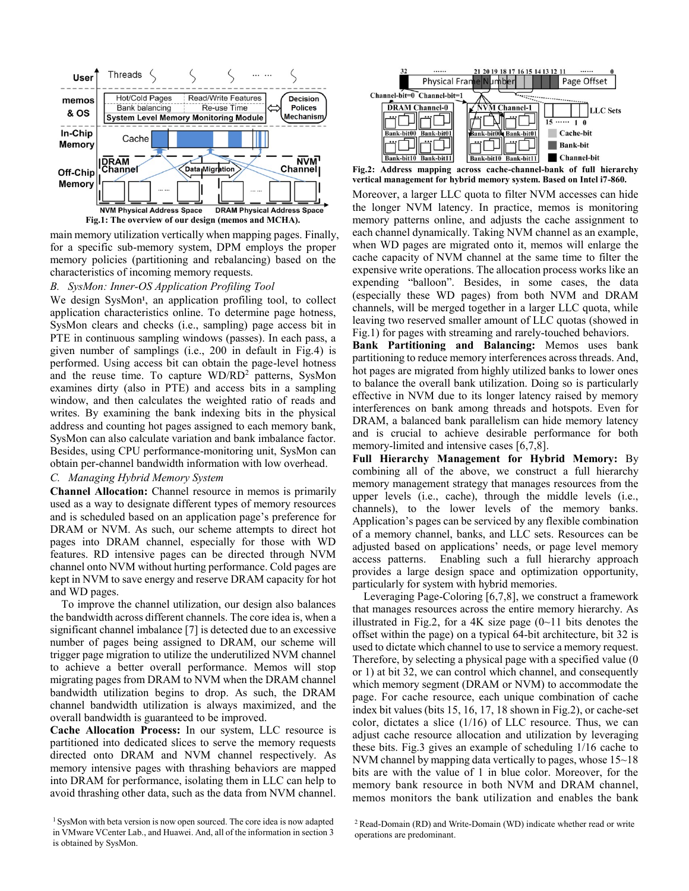User Threads

memos & OS | Hot/Cold Pages | Read/Write Features | Bank balancing | Re-use Time | System Level Memory Monitoring Module | Decision Polices Mechanism

In-Chip Memory Cache

Off-Chip Memory DRAM Channel Data Migration NVM Channel

NVM Physical Address Space DRAM Physical Address Space

**Fig.1: The overview of our design (memos and MCHA).**

main memory utilization vertically when mapping pages. Finally, for a specific sub-memory system, DPM employs the proper memory policies (partitioning and rebalancing) based on the characteristics of incoming memory requests.

### *B. SysMon: Inner-OS Application Profiling Tool*

We design SysMon[1], an application profiling tool, to collect application characteristics online. To determine page hotness, SysMon clears and checks (i.e., sampling) page access bit in PTE in continuous sampling windows (passes). In each pass, a given number of samplings (i.e., 200 in default in Fig.4) is performed. Using access bit can obtain the page-level hotness and the reuse time. To capture WD/RD[2] patterns, SysMon examines dirty (also in PTE) and access bits in a sampling window, and then calculates the weighted ratio of reads and writes. By examining the bank indexing bits in the physical address and counting hot pages assigned to each memory bank, SysMon can also calculate variation and bank imbalance factor. Besides, using CPU performance-monitoring unit, SysMon can obtain per-channel bandwidth information with low overhead.

### *C. Managing Hybrid Memory System*

**Channel Allocation:** Channel resource in memos is primarily used as a way to designate different types of memory resources and is scheduled based on an application page's preference for DRAM or NVM. As such, our scheme attempts to direct hot pages into DRAM channel, especially for those with WD features. RD intensive pages can be directed through NVM channel onto NVM without hurting performance. Cold pages are kept in NVM to save energy and reserve DRAM capacity for hot and WD pages.

To improve the channel utilization, our design also balances the bandwidth across different channels. The core idea is, when a significant channel imbalance [7] is detected due to an excessive number of pages being assigned to DRAM, our scheme will trigger page migration to utilize the underutilized NVM channel to achieve a better overall performance. Memos will stop migrating pages from DRAM to NVM when the DRAM channel bandwidth utilization begins to drop. As such, the DRAM channel bandwidth utilization is always maximized, and the overall bandwidth is guaranteed to be improved.

**Cache Allocation Process:** In our system, LLC resource is partitioned into dedicated slices to serve the memory requests directed onto DRAM and NVM channel respectively. As memory intensive pages with thrashing behaviors are mapped into DRAM for performance, isolating them in LLC can help to avoid thrashing other data, such as the data from NVM channel.

[1] SysMon with beta version is now open sourced. The core idea is now adapted in VMware VCenter Lab., and Huawei. And, all of the information in section 3 is obtained by SysMon.

32 ...... 21 20 19 18 17 16 15 14 13 12 11 ...... 0

Physical Frame Number | Page Offset

Channel-bit=0 Channel-bit=1

DRAM Channel-0 | NVM Channel-1 | LLC Sets

Bank-bit00 Bank-bit01 Bank-bit10 Bank-bit11

15 ...... 1 0

Cache-bit

Bank-bit

Channel-bit

**Fig.2: Address mapping across cache-channel-bank of full hierarchy vertical management for hybrid memory system. Based on Intel i7-860.**

Moreover, a larger LLC quota to filter NVM accesses can hide the longer NVM latency. In practice, memos is monitoring memory patterns online, and adjusts the cache assignment to each channel dynamically. Taking NVM channel as an example, when WD pages are migrated onto it, memos will enlarge the cache capacity of NVM channel at the same time to filter the expensive write operations. The allocation process works like an expending "balloon". Besides, in some cases, the data (especially these WD pages) from both NVM and DRAM channels, will be merged together in a larger LLC quota, while leaving two reserved smaller amount of LLC quotas (showed in Fig.1) for pages with streaming and rarely-touched behaviors.

**Bank Partitioning and Balancing:** Memos uses bank partitioning to reduce memory interferences across threads. And, hot pages are migrated from highly utilized banks to lower ones to balance the overall bank utilization. Doing so is particularly effective in NVM due to its longer latency raised by memory interferences on bank among threads and hotspots. Even for DRAM, a balanced bank parallelism can hide memory latency and is crucial to achieve desirable performance for both memory-limited and intensive cases [6,7,8].

**Full Hierarchy Management for Hybrid Memory:** By combining all of the above, we construct a full hierarchy memory management strategy that manages resources from the upper levels (i.e., cache), through the middle levels (i.e., channels), to the lower levels of the memory banks. Application's pages can be serviced by any flexible combination of a memory channel, banks, and LLC sets. Resources can be adjusted based on applications' needs, or page level memory access patterns. Enabling such a full hierarchy approach provides a large design space and optimization opportunity, particularly for system with hybrid memories.

Leveraging Page-Coloring [6,7,8], we construct a framework that manages resources across the entire memory hierarchy. As illustrated in Fig.2, for a 4K size page (0~11 bits denotes the offset within the page) on a typical 64-bit architecture, bit 32 is used to dictate which channel to use to service a memory request. Therefore, by selecting a physical page with a specified value (0 or 1) at bit 32, we can control which channel, and consequently which memory segment (DRAM or NVM) to accommodate the page. For cache resource, each unique combination of cache index bit values (bits 15, 16, 17, 18 shown in Fig.2), or cache-set color, dictates a slice (1/16) of LLC resource. Thus, we can adjust cache resource allocation and utilization by leveraging these bits. Fig.3 gives an example of scheduling 1/16 cache to NVM channel by mapping data vertically to pages, whose 15~18 bits are with the value of 1 in blue color. Moreover, for the memory bank resource in both NVM and DRAM channel, memos monitors the bank utilization and enables the bank

[2] Read-Domain (RD) and Write-Domain (WD) indicate whether read or write operations are predominant.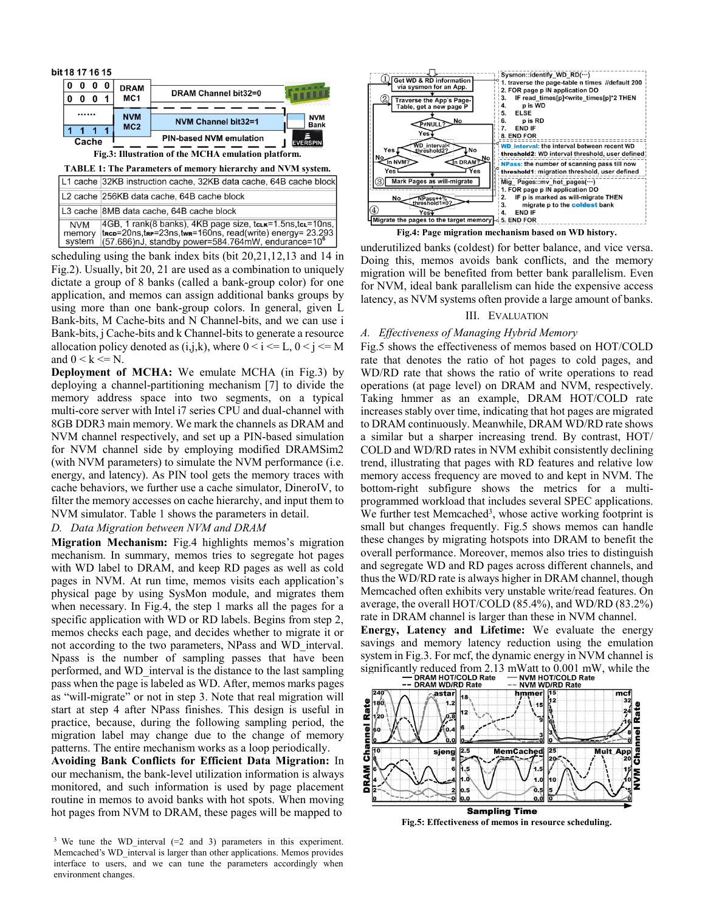Fig.3: Illustration of the MCHA emulation platform.

TABLE 1: The Parameters of memory hierarchy and NVM system.

| | |
|---|---|
| L1 cache | 32KB instruction cache, 32KB data cache, 64B cache block |
| L2 cache | 256KB data cache, 64B cache block |
| L3 cache | 8MB data cache, 64B cache block |
| NVM memory system | 4GB, 1 rank(8 banks), 4KB page size, $t_{CLK}$=1.5ns, $t_{CL}$=10ns, $t_{RCD}$=20ns, $t_{RP}$=23ns, $t_{WR}$=160ns, read(write) energy= 23.293 (57.686)nJ, standby power=584.764mW, endurance=$10^6$ |

scheduling using the bank index bits (bit 20,21,12,13 and 14 in Fig.2). Usually, bit 20, 21 are used as a combination to uniquely dictate a group of 8 banks (called a bank-group color) for one application, and memos can assign additional banks groups by using more than one bank-group colors. In general, given L Bank-bits, M Cache-bits and N Channel-bits, and we can use i Bank-bits, j Cache-bits and k Channel-bits to generate a resource allocation policy denoted as (i,j,k), where $0 < i <= L$, $0 < j <= M$ and $0 < k <= N$.

**Deployment of MCHA:** We emulate MCHA (in Fig.3) by deploying a channel-partitioning mechanism [7] to divide the memory address space into two segments, on a typical multi-core server with Intel i7 series CPU and dual-channel with 8GB DDR3 main memory. We mark the channels as DRAM and NVM channel respectively, and set up a PIN-based simulation for NVM channel side by employing modified DRAMSim2 (with NVM parameters) to simulate the NVM performance (i.e. energy, and latency). As PIN tool gets the memory traces with cache behaviors, we further use a cache simulator, DineroIV, to filter the memory accesses on cache hierarchy, and input them to NVM simulator. Table 1 shows the parameters in detail.

### *D. Data Migration between NVM and DRAM*

**Migration Mechanism:** Fig.4 highlights memos's migration mechanism. In summary, memos tries to segregate hot pages with WD label to DRAM, and keep RD pages as well as cold pages in NVM. At run time, memos visits each application's physical page by using SysMon module, and migrates them when necessary. In Fig.4, the step 1 marks all the pages for a specific application with WD or RD labels. Begins from step 2, memos checks each page, and decides whether to migrate it or not according to the two parameters, NPass and WD_interval. Npass is the number of sampling passes that have been performed, and WD_interval is the distance to the last sampling pass when the page is labeled as WD. After, memos marks pages as "will-migrate" or not in step 3. Note that real migration will start at step 4 after NPass finishes. This design is useful in practice, because, during the following sampling period, the migration label may change due to the change of memory patterns. The entire mechanism works as a loop periodically.

**Avoiding Bank Conflicts for Efficient Data Migration:** In our mechanism, the bank-level utilization information is always monitored, and such information is used by page placement routine in memos to avoid banks with hot spots. When moving hot pages from NVM to DRAM, these pages will be mapped to underutilized banks (coldest) for better balance, and vice versa. Doing this, memos avoids bank conflicts, and the memory migration will be benefited from better bank parallelism. Even for NVM, ideal bank parallelism can hide the expensive access latency, as NVM systems often provide a large amount of banks.

Fig.4: Page migration mechanism based on WD history.

## III. Evaluation

### *A. Effectiveness of Managing Hybrid Memory*

Fig.5 shows the effectiveness of memos based on HOT/COLD rate that denotes the ratio of hot pages to cold pages, and WD/RD rate that shows the ratio of write operations to read operations (at page level) on DRAM and NVM, respectively. Taking hmmer as an example, DRAM HOT/COLD rate increases stably over time, indicating that hot pages are migrated to DRAM continuously. Meanwhile, DRAM WD/RD rate shows a similar but a sharper increasing trend. By contrast, HOT/COLD and WD/RD rates in NVM exhibit consistently declining trend, illustrating that pages with RD features and relative low memory access frequency are moved to and kept in NVM. The bottom-right subfigure shows the metrics for a multi-programmed workload that includes several SPEC applications. We further test Memcached[3], whose active working footprint is small but changes frequently. Fig.5 shows memos can handle these changes by migrating hotspots into DRAM to benefit the overall performance. Moreover, memos also tries to distinguish and segregate WD and RD pages across different channels, and thus the WD/RD rate is always higher in DRAM channel, though Memcached often exhibits very unstable write/read features. On average, the overall HOT/COLD (85.4%), and WD/RD (83.2%) rate in DRAM channel is larger than these in NVM channel.

**Energy, Latency and Lifetime:** We evaluate the energy savings and memory latency reduction using the emulation system in Fig.3. For mcf, the dynamic energy in NVM channel is significantly reduced from 2.13 mWatt to 0.001 mW, while the

Fig.5: Effectiveness of memos in resource scheduling.

[3] We tune the WD_interval (=2 and 3) parameters in this experiment. Memcached's WD_interval is larger than other applications. Memos provides interface to users, and we can tune the parameters accordingly when environment changes.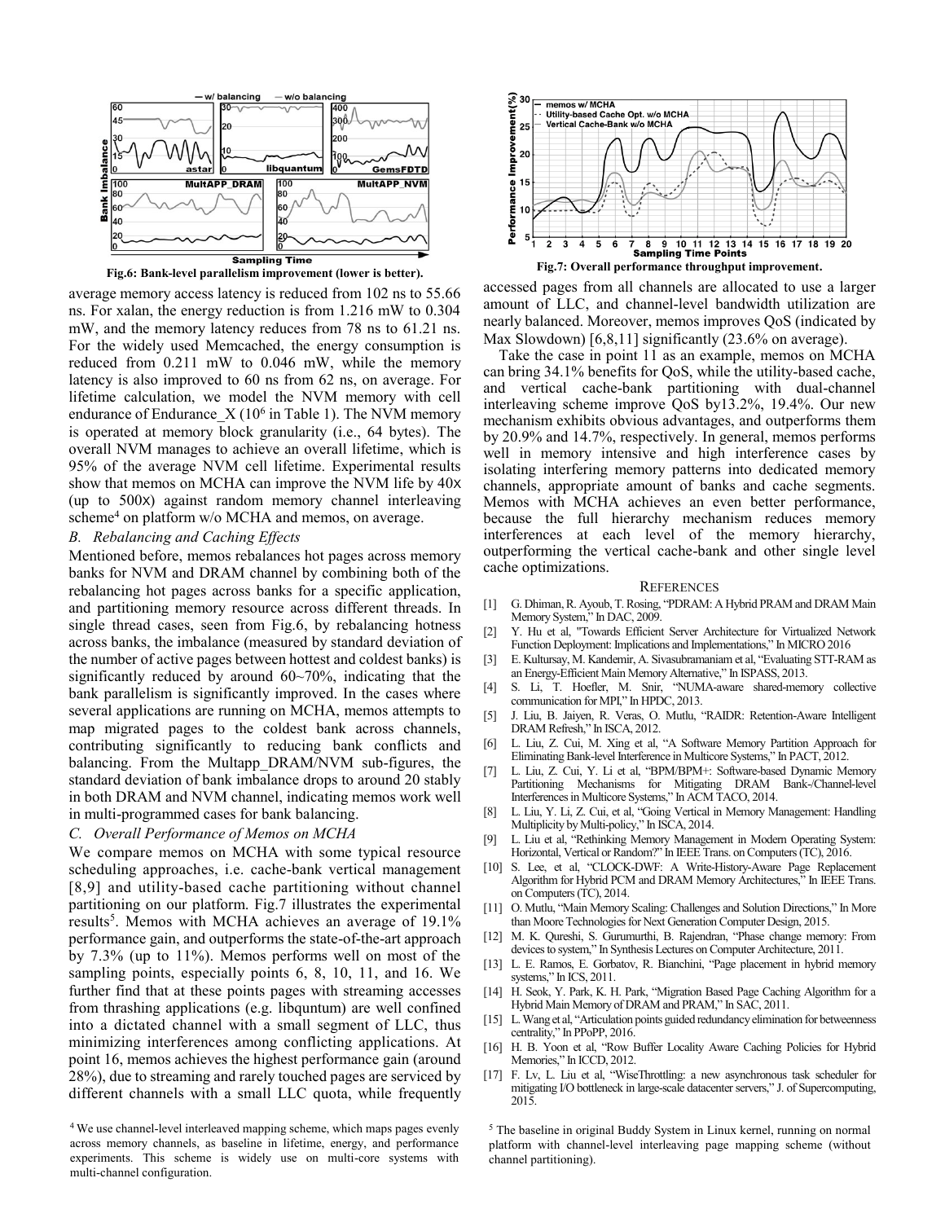— w/ balancing — w/o balancing

60
45
30
15
0
astar

30
20
10
libquantum

400
300
200
100
0
GemsFDTD

Bank Imbalance

100
80
60
40
20
0
MultAPP_DRAM

100
80
60
40
20
0
MultAPP_NVM

Sampling Time

Fig.6: Bank-level parallelism improvement (lower is better).

30
25
20
15
10
5

Performance Improvement(%)

memos w/ MCHA
Utility-based Cache Opt. w/o MCHA
Vertical Cache-Bank w/o MCHA

1 2 3 4 5 6 7 8 9 10 11 12 13 14 15 16 17 18 19 20

Sampling Time Points

Fig.7: Overall performance throughput improvement.

average memory access latency is reduced from 102 ns to 55.66 ns. For xalan, the energy reduction is from 1.216 mW to 0.304 mW, and the memory latency reduces from 78 ns to 61.21 ns. For the widely used Memcached, the energy consumption is reduced from 0.211 mW to 0.046 mW, while the memory latency is also improved to 60 ns from 62 ns, on average. For lifetime calculation, we model the NVM memory with cell endurance of Endurance_X ($10^6$ in Table 1). The NVM memory is operated at memory block granularity (i.e., 64 bytes). The overall NVM manages to achieve an overall lifetime, which is 95% of the average NVM cell lifetime. Experimental results show that memos on MCHA can improve the NVM life by 40x (up to 500x) against random memory channel interleaving scheme[4] on platform w/o MCHA and memos, on average.

### B. Rebalancing and Caching Effects

Mentioned before, memos rebalances hot pages across memory banks for NVM and DRAM channel by combining both of the rebalancing hot pages across banks for a specific application, and partitioning memory resource across different threads. In single thread cases, seen from Fig.6, by rebalancing hotness across banks, the imbalance (measured by standard deviation of the number of active pages between hottest and coldest banks) is significantly reduced by around 60~70%, indicating that the bank parallelism is significantly improved. In the cases where several applications are running on MCHA, memos attempts to map migrated pages to the coldest bank across channels, contributing significantly to reducing bank conflicts and balancing. From the Multapp_DRAM/NVM sub-figures, the standard deviation of bank imbalance drops to around 20 stably in both DRAM and NVM channel, indicating memos work well in multi-programmed cases for bank balancing.

### C. Overall Performance of Memos on MCHA

We compare memos on MCHA with some typical resource scheduling approaches, i.e. cache-bank vertical management [8,9] and utility-based cache partitioning without channel partitioning on our platform. Fig.7 illustrates the experimental results[5]. Memos with MCHA achieves an average of 19.1% performance gain, and outperforms the state-of-the-art approach by 7.3% (up to 11%). Memos performs well on most of the sampling points, especially points 6, 8, 10, 11, and 16. We further find that at these points pages with streaming accesses from thrashing applications (e.g. libquntum) are well confined into a dictated channel with a small segment of LLC, thus minimizing interferences among conflicting applications. At point 16, memos achieves the highest performance gain (around 28%), due to streaming and rarely touched pages are serviced by different channels with a small LLC quota, while frequently accessed pages from all channels are allocated to use a larger amount of LLC, and channel-level bandwidth utilization are nearly balanced. Moreover, memos improves QoS (indicated by Max Slowdown) [6,8,11] significantly (23.6% on average).

Take the case in point 11 as an example, memos on MCHA can bring 34.1% benefits for QoS, while the utility-based cache, and vertical cache-bank partitioning with dual-channel interleaving scheme improve QoS by13.2%, 19.4%. Our new mechanism exhibits obvious advantages, and outperforms them by 20.9% and 14.7%, respectively. In general, memos performs well in memory intensive and high interference cases by isolating interfering memory patterns into dedicated memory channels, appropriate amount of banks and cache segments. Memos with MCHA achieves an even better performance, because the full hierarchy mechanism reduces memory interferences at each level of the memory hierarchy, outperforming the vertical cache-bank and other single level cache optimizations.

## REFERENCES

[1] G. Dhiman, R. Ayoub, T. Rosing, "PDRAM: A Hybrid PRAM and DRAM Main Memory System," In DAC, 2009.

[2] Y. Hu et al, "Towards Efficient Server Architecture for Virtualized Network Function Deployment: Implications and Implementations," In MICRO 2016

[3] E. Kultursay, M. Kandemir, A. Sivasubramaniam et al, "Evaluating STT-RAM as an Energy-Efficient Main Memory Alternative," In ISPASS, 2013.

[4] S. Li, T. Hoefler, M. Snir, "NUMA-aware shared-memory collective communication for MPI," In HPDC, 2013.

[5] J. Liu, B. Jaiyen, R. Veras, O. Mutlu, "RAIDR: Retention-Aware Intelligent DRAM Refresh," In ISCA, 2012.

[6] L. Liu, Z. Cui, M. Xing et al, "A Software Memory Partition Approach for Eliminating Bank-level Interference in Multicore Systems," In PACT, 2012.

[7] L. Liu, Z. Cui, Y. Li et al, "BPM/BPM+: Software-based Dynamic Memory Partitioning Mechanisms for Mitigating DRAM Bank-/Channel-level Interferences in Multicore Systems," In ACM TACO, 2014.

[8] L. Liu, Y. Li, Z. Cui, et al, "Going Vertical in Memory Management: Handling Multiplicity by Multi-policy," In ISCA, 2014.

[9] L. Liu et al, "Rethinking Memory Management in Modern Operating System: Horizontal, Vertical or Random?" In IEEE Trans. on Computers (TC), 2016.

[10] S. Lee, et al, "CLOCK-DWF: A Write-History-Aware Page Replacement Algorithm for Hybrid PCM and DRAM Memory Architectures," In IEEE Trans. on Computers (TC), 2014.

[11] O. Mutlu, "Main Memory Scaling: Challenges and Solution Directions," In More than Moore Technologies for Next Generation Computer Design, 2015.

[12] M. K. Qureshi, S. Gurumurthi, B. Rajendran, "Phase change memory: From devices to system," In Synthesis Lectures on Computer Architecture, 2011.

[13] L. E. Ramos, E. Gorbatov, R. Bianchini, "Page placement in hybrid memory systems," In ICS, 2011.

[14] H. Seok, Y. Park, K. H. Park, "Migration Based Page Caching Algorithm for a Hybrid Main Memory of DRAM and PRAM," In SAC, 2011.

[15] L. Wang et al, "Articulation points guided redundancy elimination for betweenness centrality," In PPoPP, 2016.

[16] H. B. Yoon et al, "Row Buffer Locality Aware Caching Policies for Hybrid Memories," In ICCD, 2012.

[17] F. Lv, L. Liu et al, "WiseThrottling: a new asynchronous task scheduler for mitigating I/O bottleneck in large-scale datacenter servers," J. of Supercomputing, 2015.

[4] We use channel-level interleaved mapping scheme, which maps pages evenly across memory channels, as baseline in lifetime, energy, and performance experiments. This scheme is widely use on multi-core systems with multi-channel configuration.

[5] The baseline in original Buddy System in Linux kernel, running on normal platform with channel-level interleaving page mapping scheme (without channel partitioning).